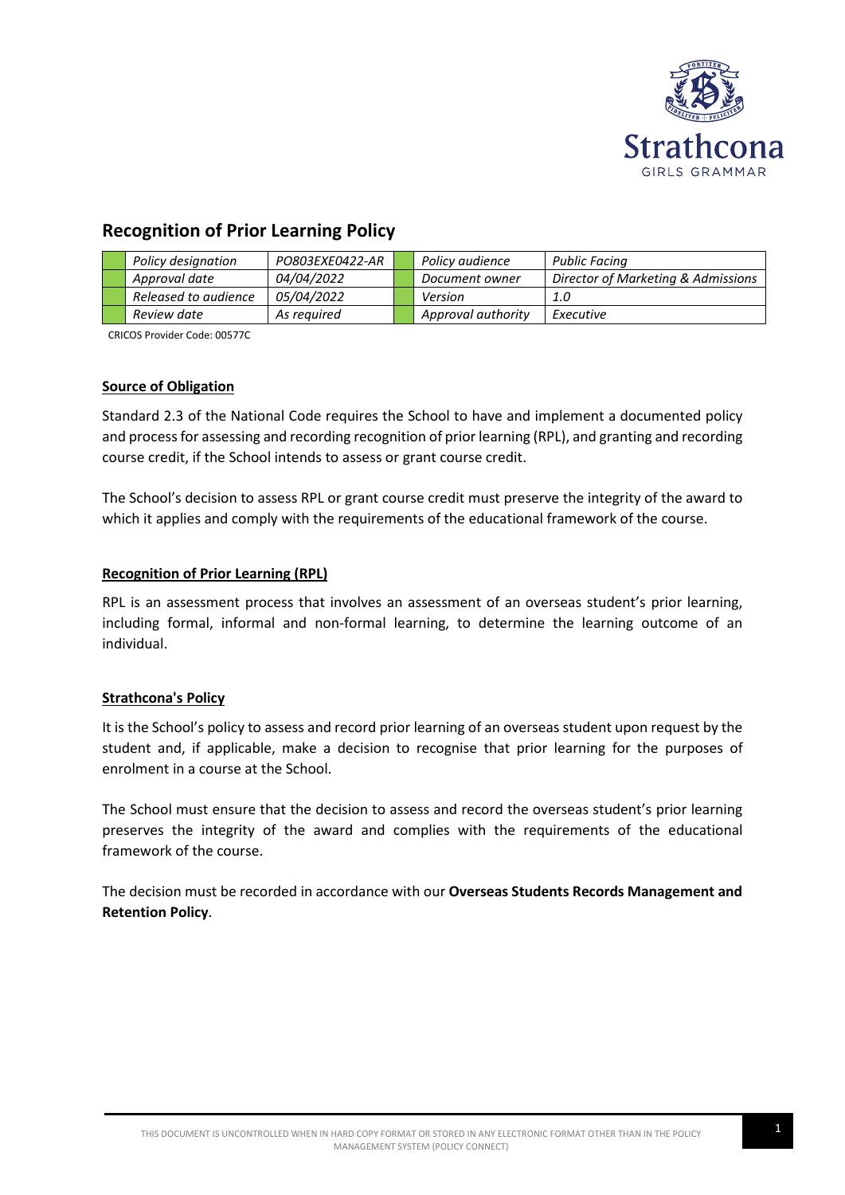## Recognition of Prior Learning Policy

| | Policy designation | PO803EXE0422-AR | | Policy audience | Public Facing |
|---|---|---|---|---|---|
| | Approval date | 04/04/2022 | | Document owner | Director of Marketing & Admissions |
| | Released to audience | 05/04/2022 | | Version | 1.0 |
| | Review date | As required | | Approval authority | Executive |

CRICOS Provider Code: 00577C

### Source of Obligation

Standard 2.3 of the National Code requires the School to have and implement a documented policy and process for assessing and recording recognition of prior learning (RPL), and granting and recording course credit, if the School intends to assess or grant course credit.

The School's decision to assess RPL or grant course credit must preserve the integrity of the award to which it applies and comply with the requirements of the educational framework of the course.

### Recognition of Prior Learning (RPL)

RPL is an assessment process that involves an assessment of an overseas student's prior learning, including formal, informal and non-formal learning, to determine the learning outcome of an individual.

### Strathcona's Policy

It is the School's policy to assess and record prior learning of an overseas student upon request by the student and, if applicable, make a decision to recognise that prior learning for the purposes of enrolment in a course at the School.

The School must ensure that the decision to assess and record the overseas student's prior learning preserves the integrity of the award and complies with the requirements of the educational framework of the course.

The decision must be recorded in accordance with our **Overseas Students Records Management and Retention Policy**.

THIS DOCUMENT IS UNCONTROLLED WHEN IN HARD COPY FORMAT OR STORED IN ANY ELECTRONIC FORMAT OTHER THAN IN THE POLICY MANAGEMENT SYSTEM (POLICY CONNECT)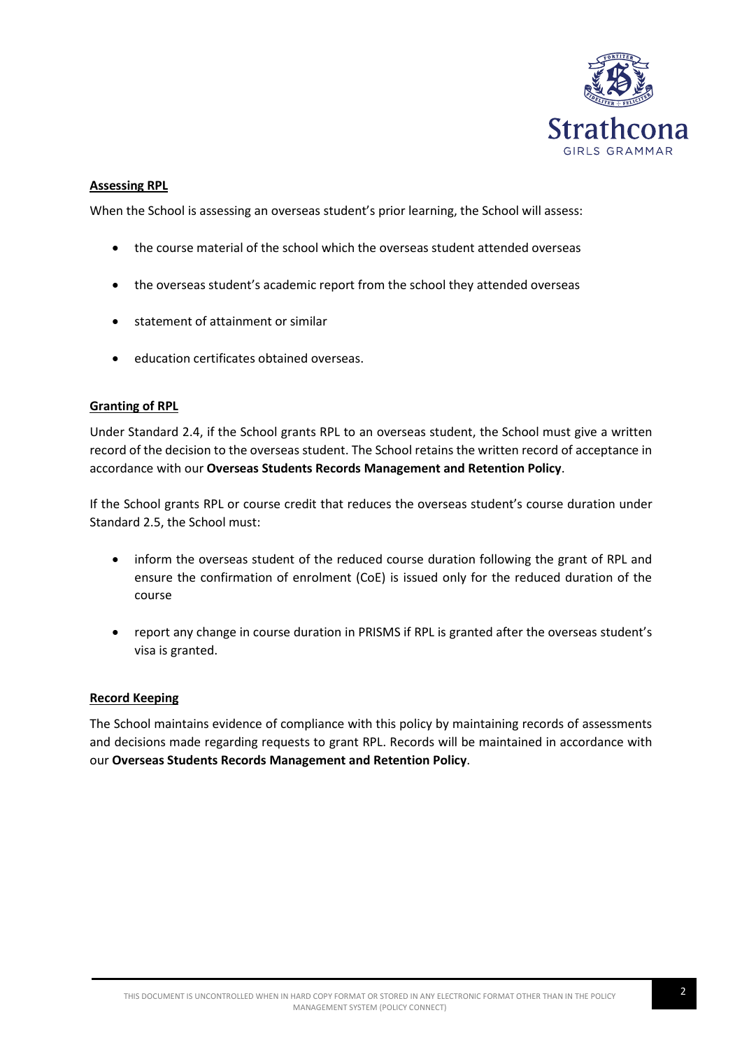**Assessing RPL**

When the School is assessing an overseas student's prior learning, the School will assess:

- the course material of the school which the overseas student attended overseas
- the overseas student's academic report from the school they attended overseas
- statement of attainment or similar
- education certificates obtained overseas.

**Granting of RPL**

Under Standard 2.4, if the School grants RPL to an overseas student, the School must give a written record of the decision to the overseas student. The School retains the written record of acceptance in accordance with our **Overseas Students Records Management and Retention Policy**.

If the School grants RPL or course credit that reduces the overseas student's course duration under Standard 2.5, the School must:

- inform the overseas student of the reduced course duration following the grant of RPL and ensure the confirmation of enrolment (CoE) is issued only for the reduced duration of the course
- report any change in course duration in PRISMS if RPL is granted after the overseas student's visa is granted.

**Record Keeping**

The School maintains evidence of compliance with this policy by maintaining records of assessments and decisions made regarding requests to grant RPL. Records will be maintained in accordance with our **Overseas Students Records Management and Retention Policy**.